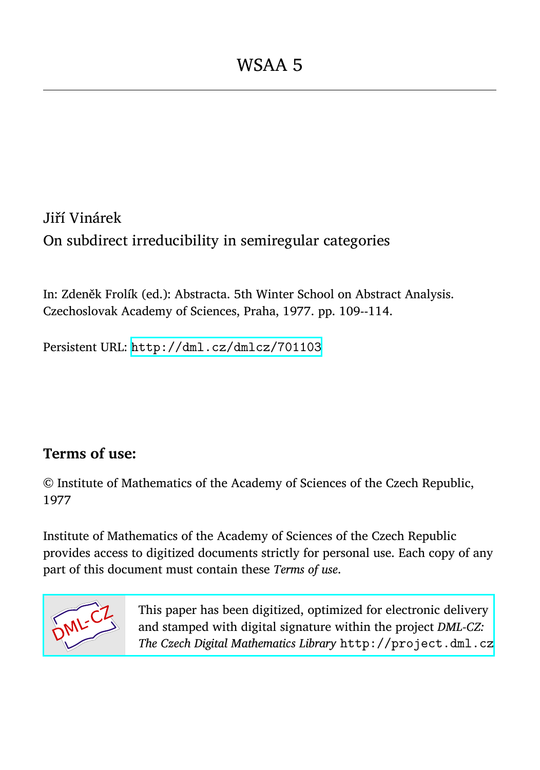# WSAA 5

Jiří Vinárek

On subdirect irreducibility in semiregular categories

In: Zdeněk Frolík (ed.): Abstracta. 5th Winter School on Abstract Analysis. Czechoslovak Academy of Sciences, Praha, 1977. pp. 109--114.

Persistent URL: http://dml.cz/dmlcz/701103

## Terms of use:

© Institute of Mathematics of the Academy of Sciences of the Czech Republic, 1977

Institute of Mathematics of the Academy of Sciences of the Czech Republic provides access to digitized documents strictly for personal use. Each copy of any part of this document must contain these *Terms of use*.

This paper has been digitized, optimized for electronic delivery and stamped with digital signature within the project *DML-CZ: The Czech Digital Mathematics Library* http://project.dml.cz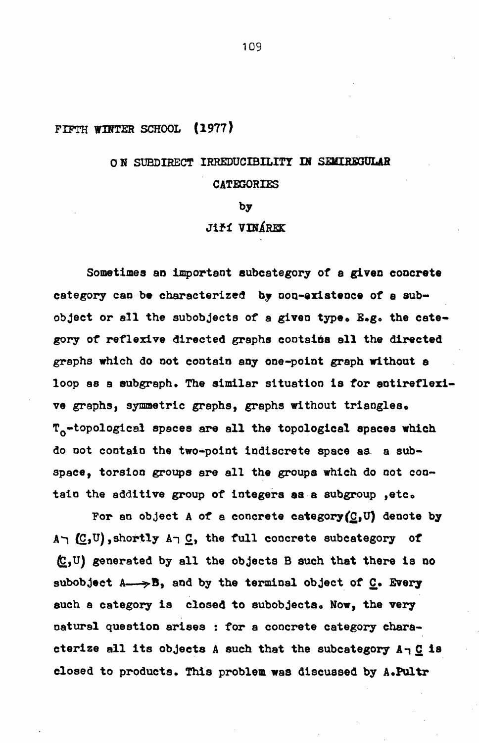FIFTH WINTER SCHOOL (1977)

# ON SUBDIRECT IRREDUCIBILITY IN SEMIREGULAR CATEGORIES

by

Jiří VINÁREK

Sometimes an important subcategory of a given concrete category can be characterized by non-existence of a subobject or all the subobjects of a given type. E.g. the category of reflexive directed graphs contains all the directed graphs which do not contain any one-point graph without a loop as a subgraph. The similar situation is for antireflexive graphs, symmetric graphs, graphs without triangles. $T_0$-topological spaces are all the topological spaces which do not contain the two-point indiscrete space as a subspace, torsion groups are all the groups which do not contain the additive group of integers as a subgroup, etc.

For an object A of a concrete category $(\underline{C},U)$ denote by $A\neg(\underline{C},U)$, shortly $A\neg\underline{C}$, the full concrete subcategory of $(\underline{C},U)$ generated by all the objects B such that there is no subobject $A \longrightarrow B$, and by the terminal object of $\underline{C}$. Every such a category is closed to subobjects. Now, the very natural question arises : for a concrete category characterize all its objects A such that the subcategory $A\neg\underline{C}$ is closed to products. This problem was discussed by A.Pultr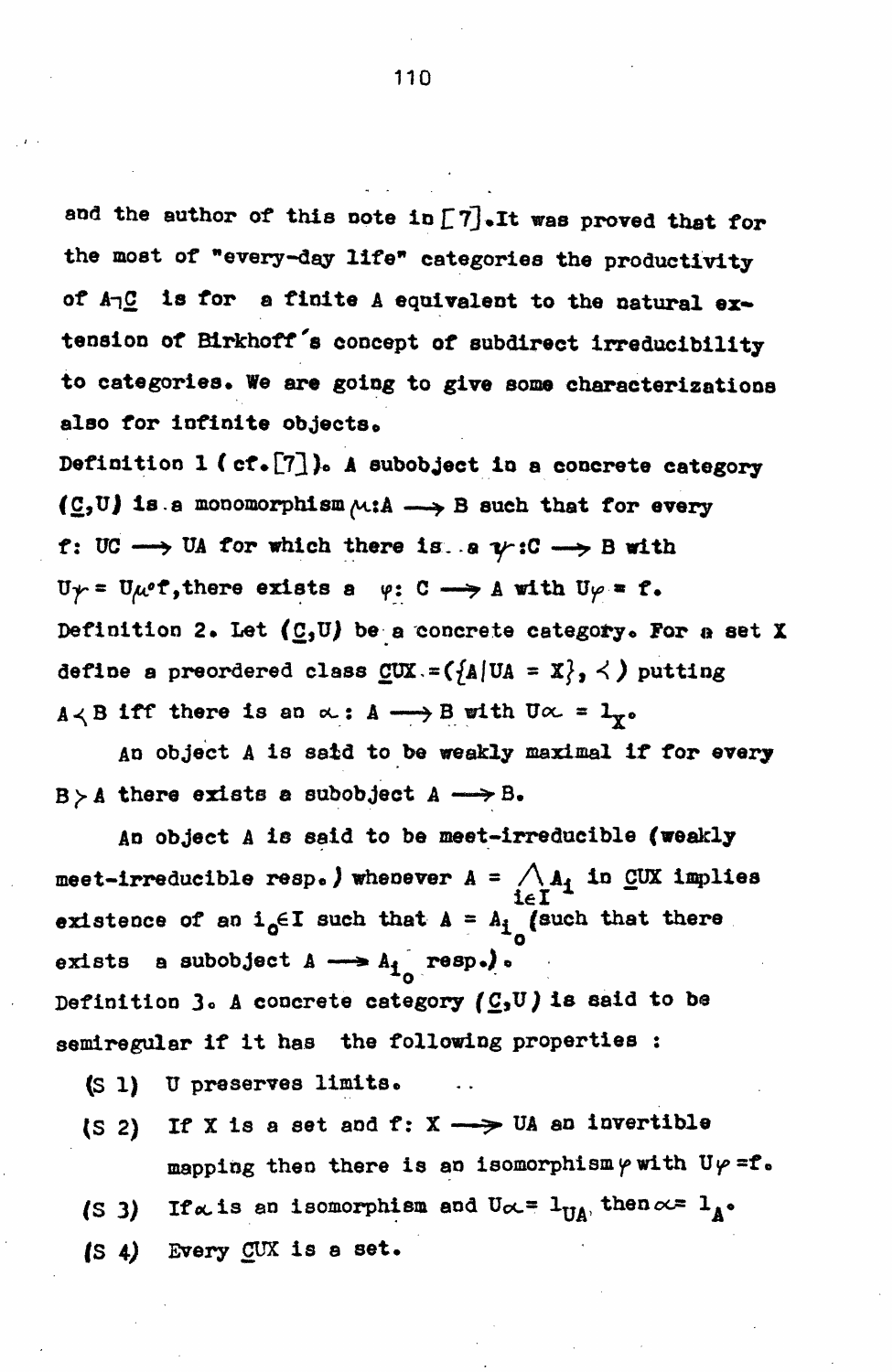and the author of this note in [7]. It was proved that for the most of "every-day life" categories the productivity of $A \urcorner \underline{C}$ is for a finite $A$ equivalent to the natural extension of Birkhoff's concept of subdirect irreducibility to categories. We are going to give some characterizations also for infinite objects.

**Definition 1** (cf. [7]). A subobject in a concrete category $(\underline{C}, U)$ is a monomorphism $\mu: A \longrightarrow B$ such that for every $f: UC \longrightarrow UA$ for which there is a $\gamma: C \longrightarrow B$ with $U\gamma = U\mu \circ f$, there exists a $\varphi: C \longrightarrow A$ with $U\varphi = f$.

**Definition 2.** Let $(\underline{C}, U)$ be a concrete category. For a set $X$ define a preordered class $\underline{C}UX = (\{A \mid UA = X\}, \prec)$ putting $A \prec B$ iff there is an $\alpha: A \longrightarrow B$ with $U\alpha = 1_X$.

An object $A$ is said to be weakly maximal if for every $B \succ A$ there exists a subobject $A \longrightarrow B$.

An object $A$ is said to be meet-irreducible (weakly meet-irreducible resp.) whenever $A = \bigwedge_{i \in I} A_i$ in $\underline{C}UX$ implies existence of an $i_0 \in I$ such that $A = A_{i_0}$ (such that there exists a subobject $A \longrightarrow A_{i_0}$ resp.).

**Definition 3.** A concrete category $(\underline{C}, U)$ is said to be semiregular if it has the following properties :

(S 1) $U$ preserves limits.

(S 2) If $X$ is a set and $f: X \longrightarrow UA$ an invertible mapping then there is an isomorphism $\varphi$ with $U\varphi = f$.

(S 3) If $\alpha$ is an isomorphism and $U\alpha = 1_{UA}$ then $\alpha = 1_A$.

(S 4) Every $\underline{C}UX$ is a set.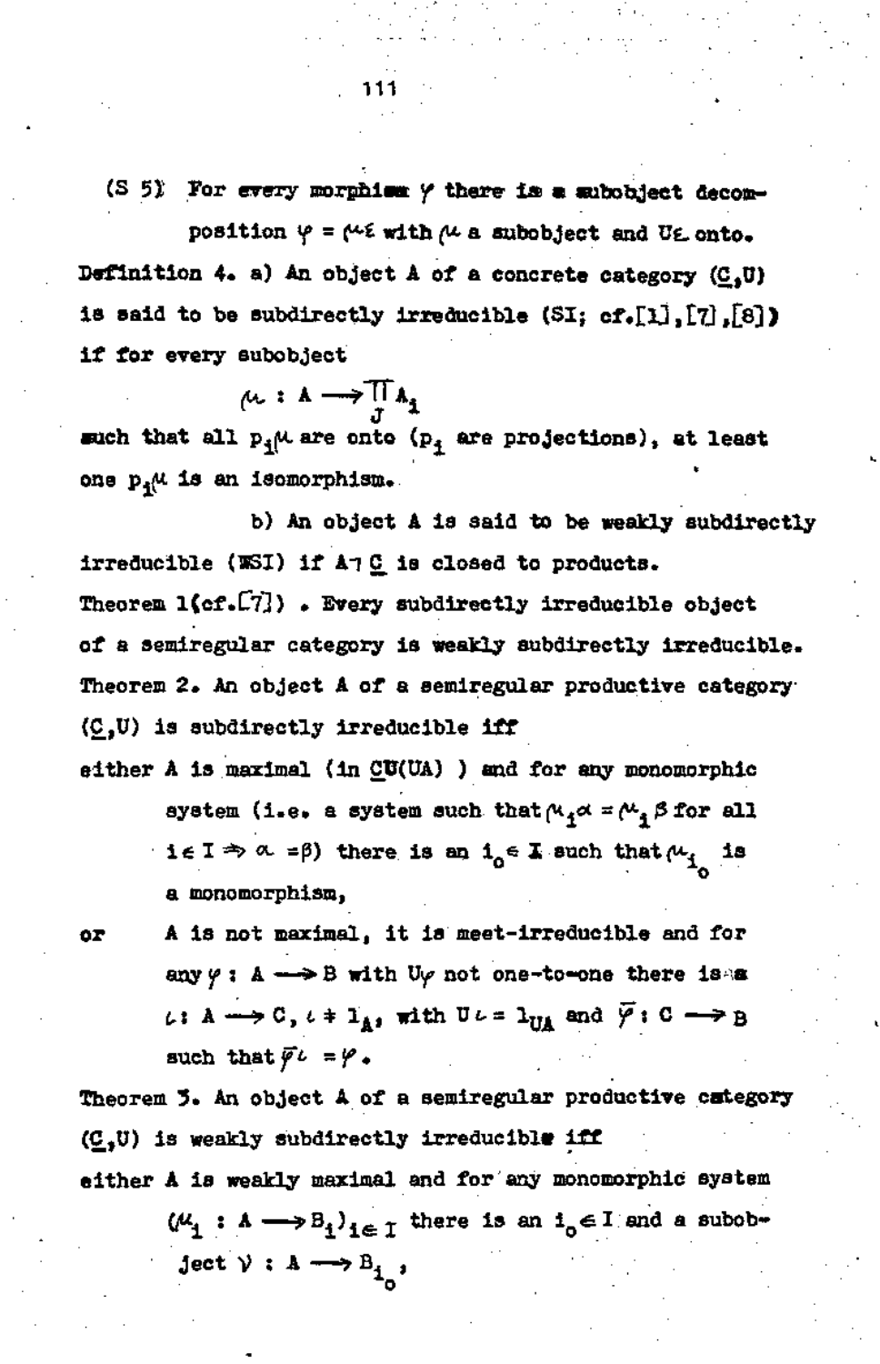(S 5) For every morphism $\varphi$ there is a subobject decomposition $\varphi = \mu\varepsilon$ with $\mu$ a subobject and $U\varepsilon$ onto.

**Definition 4.** a) An object $A$ of a concrete category $(\underline{C},U)$ is said to be subdirectly irreducible (SI; cf.[1],[7],[8]) if for every subobject

$$\mu : A \longrightarrow \prod_J A_i$$

such that all $p_i\mu$ are onto ($p_i$ are projections), at least one $p_i\mu$ is an isomorphism.

b) An object $A$ is said to be weakly subdirectly irreducible (WSI) if $A \urcorner \underline{C}$ is closed to products.

**Theorem 1**(cf.[7]) . Every subdirectly irreducible object of a semiregular category is weakly subdirectly irreducible.

**Theorem 2.** An object $A$ of a semiregular productive category $(\underline{C},U)$ is subdirectly irreducible iff

either $A$ is maximal (in $\underline{C}U(UA)$ ) and for any monomorphic system (i.e. a system such that $\mu_i\alpha = \mu_i\beta$ for all $i \in I \Rightarrow \alpha = \beta$) there is an $i_0 \in I$ such that $\mu_{i_0}$ is a monomorphism,

or $A$ is not maximal, it is meet-irreducible and for any $\varphi : A \longrightarrow B$ with $U\varphi$ not one-to-one there is a $\iota : A \longrightarrow C$, $\iota \neq 1_A$, with $U\iota = 1_{UA}$ and $\bar{\varphi} : C \longrightarrow B$ such that $\bar{\varphi}\iota = \varphi$.

**Theorem 3.** An object $A$ of a semiregular productive category $(\underline{C},U)$ is weakly subdirectly irreducible iff

either $A$ is weakly maximal and for any monomorphic system $(\mu_i : A \longrightarrow B_i)_{i \in I}$ there is an $i_0 \in I$ and a subobject $\nu : A \longrightarrow B_{i_0}$,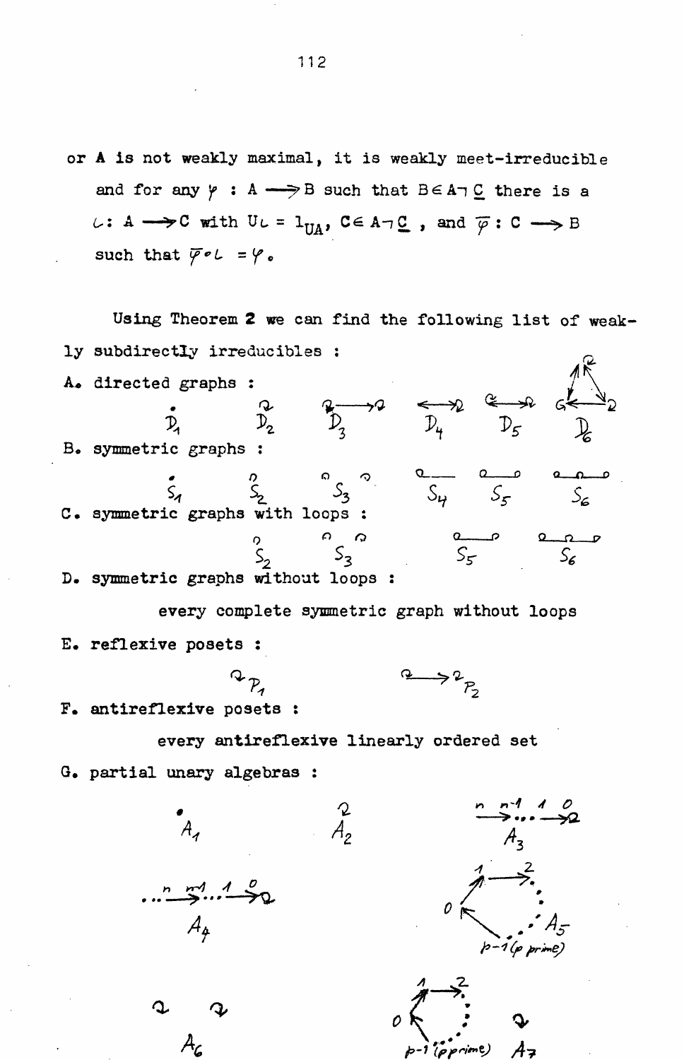or **A** is not weakly maximal, it is weakly meet-irreducible and for any $\varphi : A \longrightarrow B$ such that $B \in A\neg\underline{C}$ there is a $\iota : A \longrightarrow C$ with $U\iota = 1_{UA}$, $C \in A\neg\underline{C}$, and $\overline{\varphi} : C \longrightarrow B$ such that $\overline{\varphi} \circ \iota = \varphi$.

Using Theorem 2 we can find the following list of weakly subdirectly irreducibles :

A. directed graphs :

$D_1$ $D_2$ $D_3$ $D_4$ $D_5$ $D_6$

B. symmetric graphs :

$S_1$ $S_2$ $S_3$ $S_4$ $S_5$ $S_6$

C. symmetric graphs with loops :

$S_2$ $S_3$ $S_5$ $S_6$

D. symmetric graphs without loops :

every complete symmetric graph without loops

E. reflexive posets :

$P_1$ $P_2$

F. antireflexive posets :

every antireflexive linearly ordered set

G. partial unary algebras :

$A_1$ $A_2$ $A_3$

$A_4$ $A_5$ ($p$ prime)

$A_6$ $A_7$ ($p$ prime)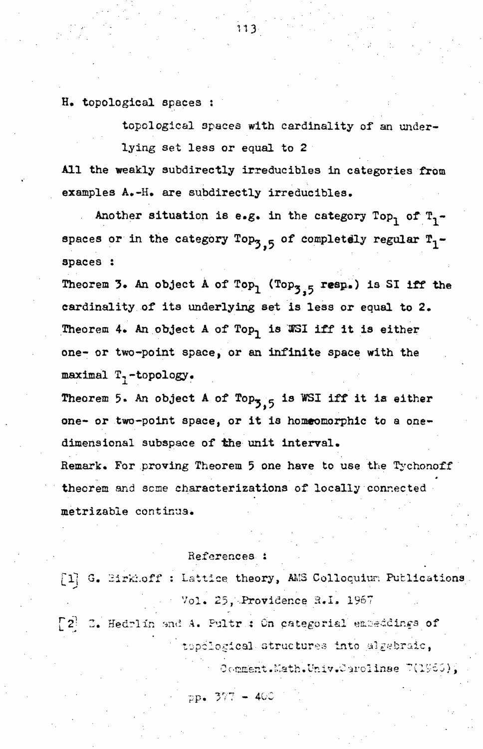H. topological spaces :

topological spaces with cardinality of an underlying set less or equal to 2

All the weakly subdirectly irreducibles in categories from examples A.-H. are subdirectly irreducibles.

Another situation is e.g. in the category $Top_1$ of $T_1$-spaces or in the category $Top_{3,5}$ of completely regular $T_1$-spaces :

Theorem 3. An object A of $Top_1$ ($Top_{3,5}$ resp.) is SI iff the cardinality of its underlying set is less or equal to 2.

Theorem 4. An object A of $Top_1$ is WSI iff it is either one- or two-point space, or an infinite space with the maximal $T_1$-topology.

Theorem 5. An object A of $Top_{3,5}$ is WSI iff it is either one- or two-point space, or it is homeomorphic to a one-dimensional subspace of the unit interval.

Remark. For proving Theorem 5 one have to use the Tychonoff theorem and some characterizations of locally connected metrizable continua.

References :

[1] G. Birkhoff : Lattice theory, AMS Colloquium Publications Vol. 25, Providence R.I. 1967

[2] Z. Hedrlín and A. Pultr : On categorial embeddings of topological structures into algebraic, Comment.Math.Univ.Carolinae 7(1966), pp. 377 - 400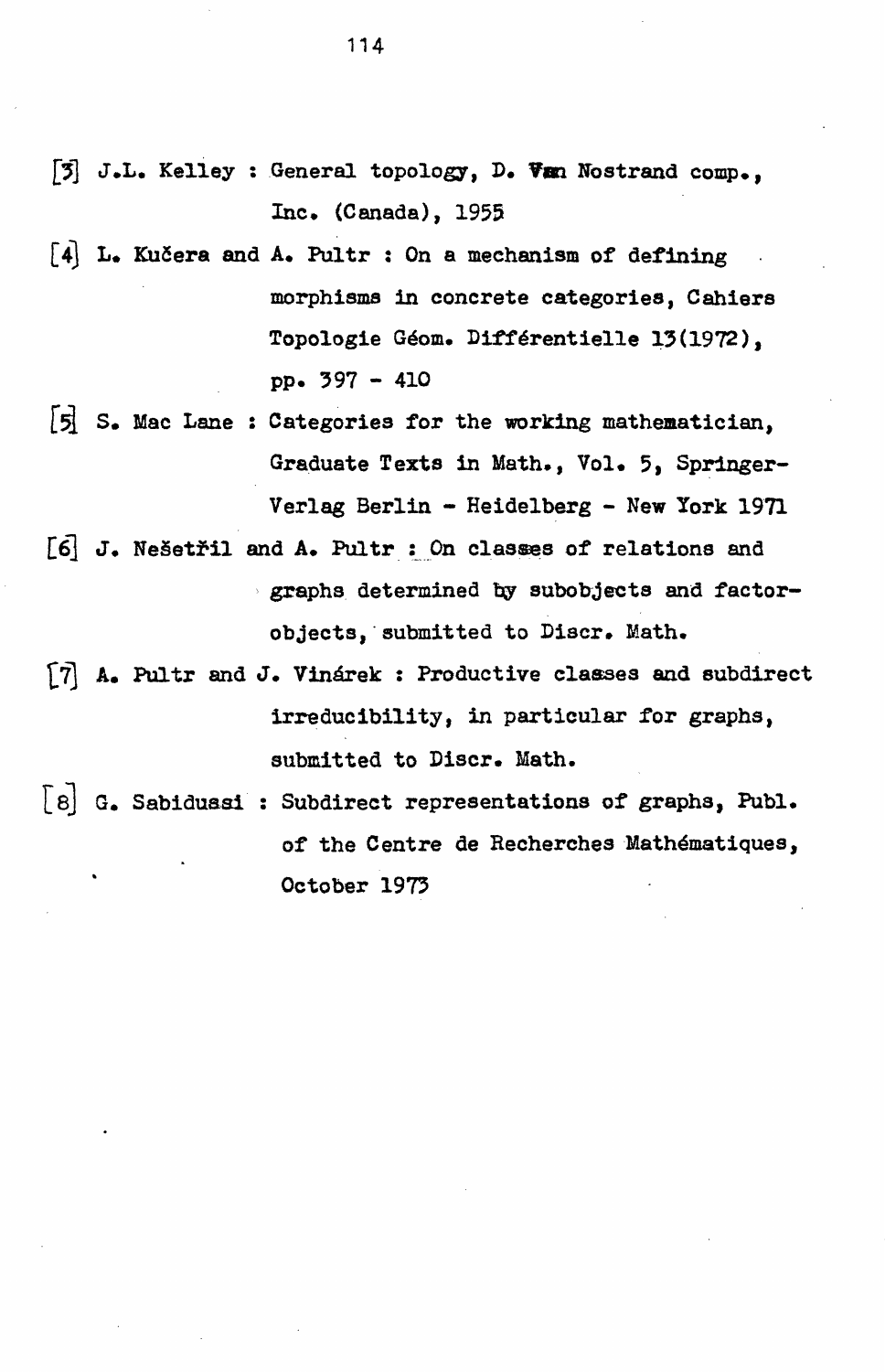[3] J.L. Kelley : General topology, D. Van Nostrand comp., Inc. (Canada), 1955

[4] L. Kučera and A. Pultr : On a mechanism of defining morphisms in concrete categories, Cahiers Topologie Géom. Différentielle 13(1972), pp. 397 - 410

[5] S. Mac Lane : Categories for the working mathematician, Graduate Texts in Math., Vol. 5, Springer-Verlag Berlin - Heidelberg - New York 1971

[6] J. Nešetřil and A. Pultr : On classes of relations and graphs determined by subobjects and factor-objects, submitted to Discr. Math.

[7] A. Pultr and J. Vinárek : Productive classes and subdirect irreducibility, in particular for graphs, submitted to Discr. Math.

[8] G. Sabidussi : Subdirect representations of graphs, Publ. of the Centre de Recherches Mathématiques, October 1973